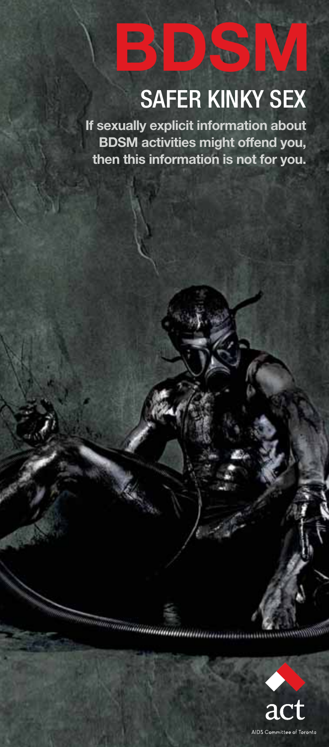# BDSM

## SAFER KINKY SEX

**If sexually explicit information about BDSM activities might offend you, then this information is not for you.**

act

AIDS Committee of Toronto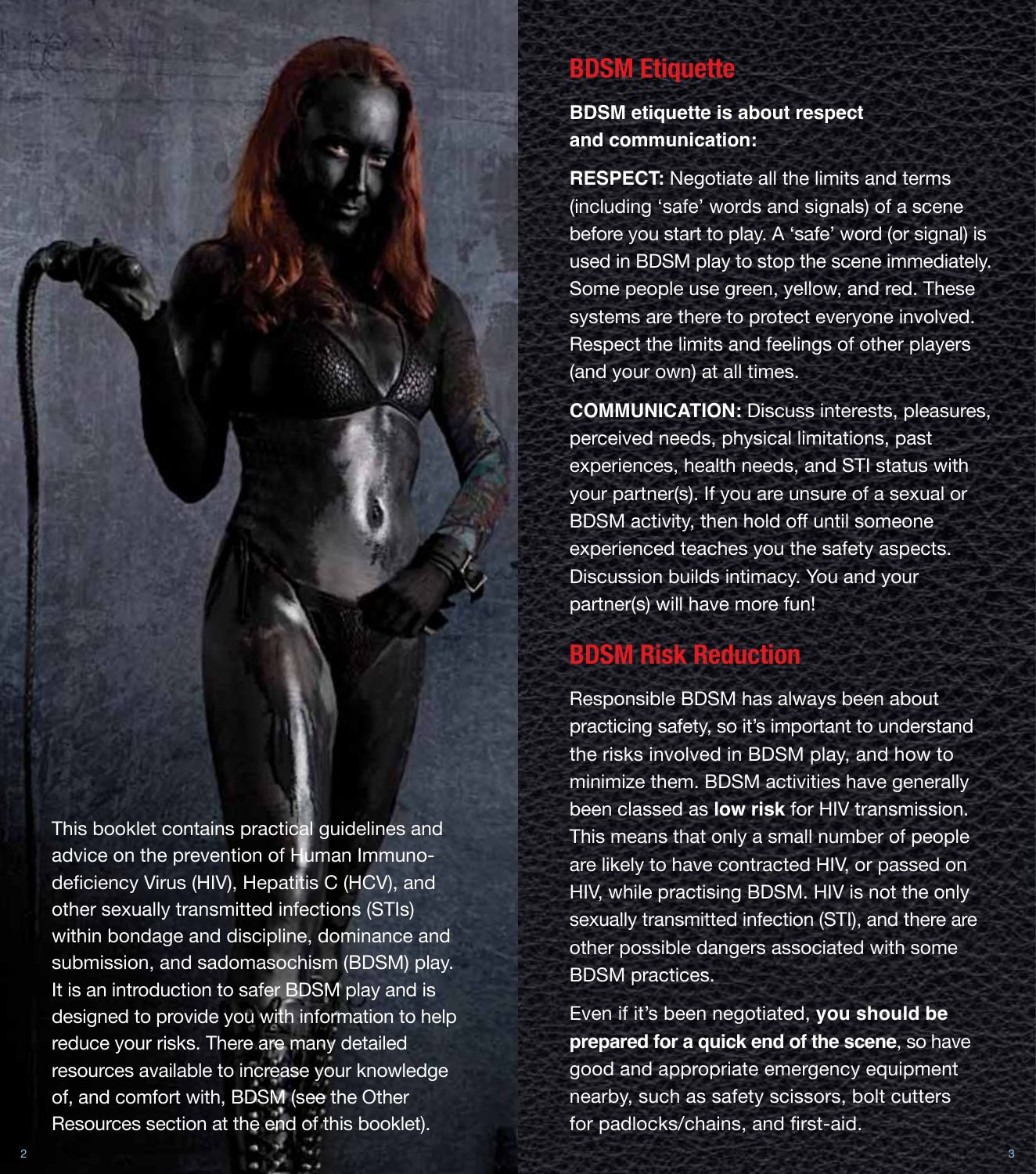This booklet contains practical guidelines and advice on the prevention of Human Immuno-deficiency Virus (HIV), Hepatitis C (HCV), and other sexually transmitted infections (STIs) within bondage and discipline, dominance and submission, and sadomasochism (BDSM) play. It is an introduction to safer BDSM play and is designed to provide you with information to help reduce your risks. There are many detailed resources available to increase your knowledge of, and comfort with, BDSM (see the Other Resources section at the end of this booklet).

## BDSM Etiquette

**BDSM etiquette is about respect and communication:**

**RESPECT:** Negotiate all the limits and terms (including 'safe' words and signals) of a scene before you start to play. A 'safe' word (or signal) is used in BDSM play to stop the scene immediately. Some people use green, yellow, and red. These systems are there to protect everyone involved. Respect the limits and feelings of other players (and your own) at all times.

**COMMUNICATION:** Discuss interests, pleasures, perceived needs, physical limitations, past experiences, health needs, and STI status with your partner(s). If you are unsure of a sexual or BDSM activity, then hold off until someone experienced teaches you the safety aspects. Discussion builds intimacy. You and your partner(s) will have more fun!

## BDSM Risk Reduction

Responsible BDSM has always been about practicing safety, so it's important to understand the risks involved in BDSM play, and how to minimize them. BDSM activities have generally been classed as **low risk** for HIV transmission. This means that only a small number of people are likely to have contracted HIV, or passed on HIV, while practising BDSM. HIV is not the only sexually transmitted infection (STI), and there are other possible dangers associated with some BDSM practices.

Even if it's been negotiated, **you should be prepared for a quick end of the scene**, so have good and appropriate emergency equipment nearby, such as safety scissors, bolt cutters for padlocks/chains, and first-aid.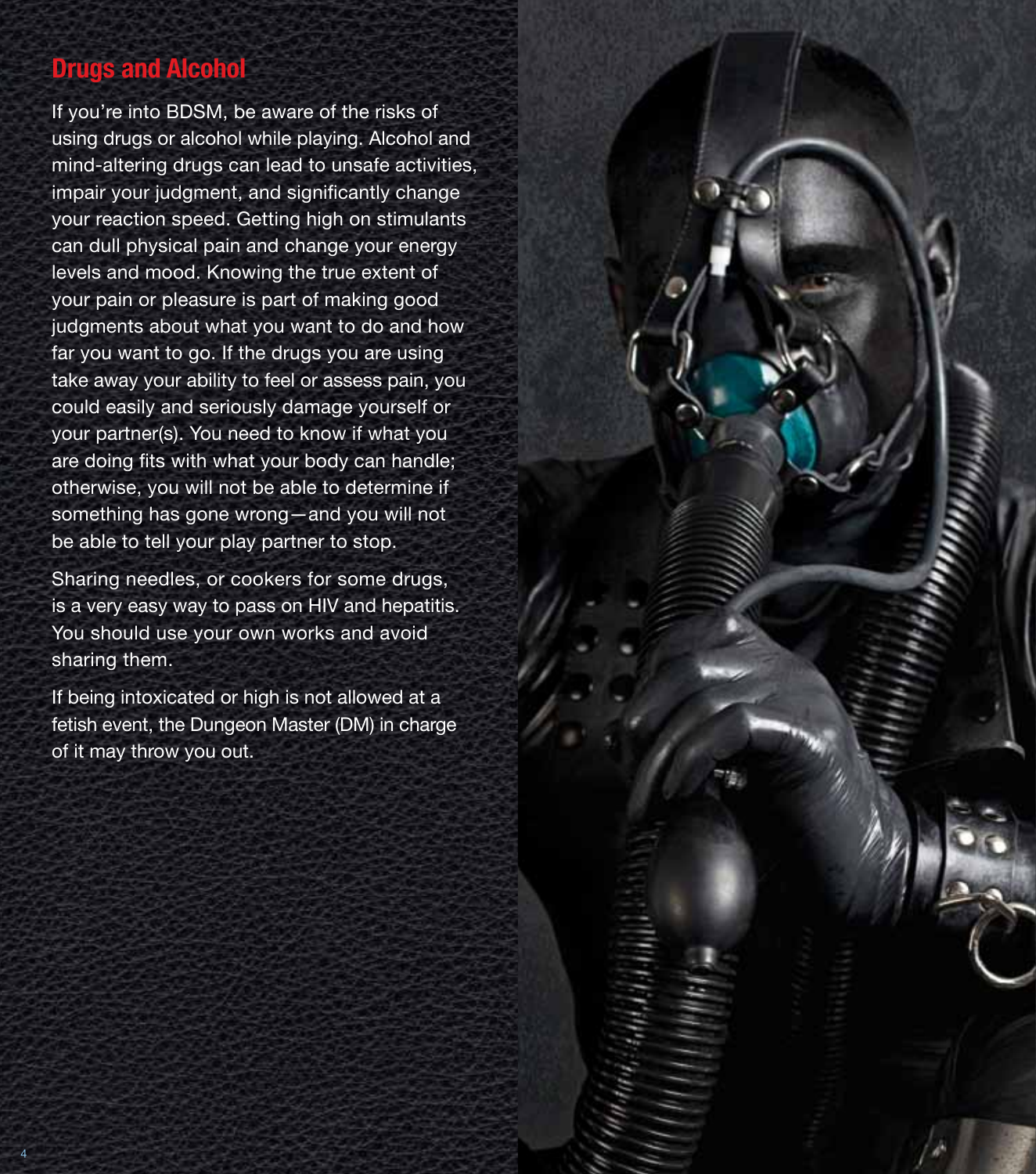## Drugs and Alcohol

If you're into BDSM, be aware of the risks of using drugs or alcohol while playing. Alcohol and mind-altering drugs can lead to unsafe activities, impair your judgment, and significantly change your reaction speed. Getting high on stimulants can dull physical pain and change your energy levels and mood. Knowing the true extent of your pain or pleasure is part of making good judgments about what you want to do and how far you want to go. If the drugs you are using take away your ability to feel or assess pain, you could easily and seriously damage yourself or your partner(s). You need to know if what you are doing fits with what your body can handle; otherwise, you will not be able to determine if something has gone wrong—and you will not be able to tell your play partner to stop.

Sharing needles, or cookers for some drugs, is a very easy way to pass on HIV and hepatitis. You should use your own works and avoid sharing them.

If being intoxicated or high is not allowed at a fetish event, the Dungeon Master (DM) in charge of it may throw you out.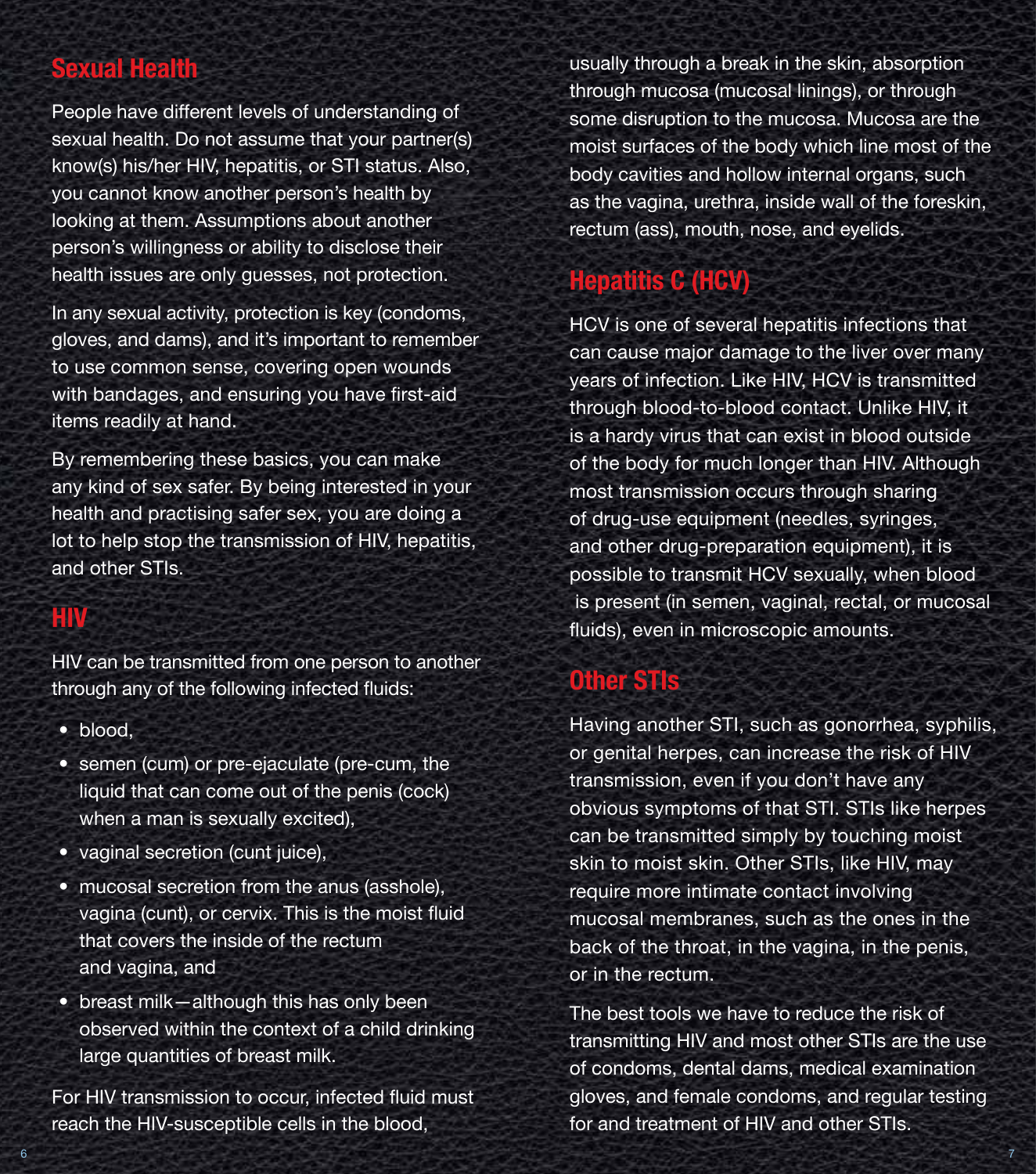## Sexual Health

People have different levels of understanding of sexual health. Do not assume that your partner(s) know(s) his/her HIV, hepatitis, or STI status. Also, you cannot know another person's health by looking at them. Assumptions about another person's willingness or ability to disclose their health issues are only guesses, not protection.

In any sexual activity, protection is key (condoms, gloves, and dams), and it's important to remember to use common sense, covering open wounds with bandages, and ensuring you have first-aid items readily at hand.

By remembering these basics, you can make any kind of sex safer. By being interested in your health and practising safer sex, you are doing a lot to help stop the transmission of HIV, hepatitis, and other STIs.

## HIV

HIV can be transmitted from one person to another through any of the following infected fluids:

- blood,
- semen (cum) or pre-ejaculate (pre-cum, the liquid that can come out of the penis (cock) when a man is sexually excited),
- vaginal secretion (cunt juice),
- mucosal secretion from the anus (asshole), vagina (cunt), or cervix. This is the moist fluid that covers the inside of the rectum and vagina, and
- breast milk—although this has only been observed within the context of a child drinking large quantities of breast milk.

For HIV transmission to occur, infected fluid must reach the HIV-susceptible cells in the blood, usually through a break in the skin, absorption through mucosa (mucosal linings), or through some disruption to the mucosa. Mucosa are the moist surfaces of the body which line most of the body cavities and hollow internal organs, such as the vagina, urethra, inside wall of the foreskin, rectum (ass), mouth, nose, and eyelids.

## Hepatitis C (HCV)

HCV is one of several hepatitis infections that can cause major damage to the liver over many years of infection. Like HIV, HCV is transmitted through blood-to-blood contact. Unlike HIV, it is a hardy virus that can exist in blood outside of the body for much longer than HIV. Although most transmission occurs through sharing of drug-use equipment (needles, syringes, and other drug-preparation equipment), it is possible to transmit HCV sexually, when blood is present (in semen, vaginal, rectal, or mucosal fluids), even in microscopic amounts.

## Other STIs

Having another STI, such as gonorrhea, syphilis, or genital herpes, can increase the risk of HIV transmission, even if you don't have any obvious symptoms of that STI. STIs like herpes can be transmitted simply by touching moist skin to moist skin. Other STIs, like HIV, may require more intimate contact involving mucosal membranes, such as the ones in the back of the throat, in the vagina, in the penis, or in the rectum.

The best tools we have to reduce the risk of transmitting HIV and most other STIs are the use of condoms, dental dams, medical examination gloves, and female condoms, and regular testing for and treatment of HIV and other STIs.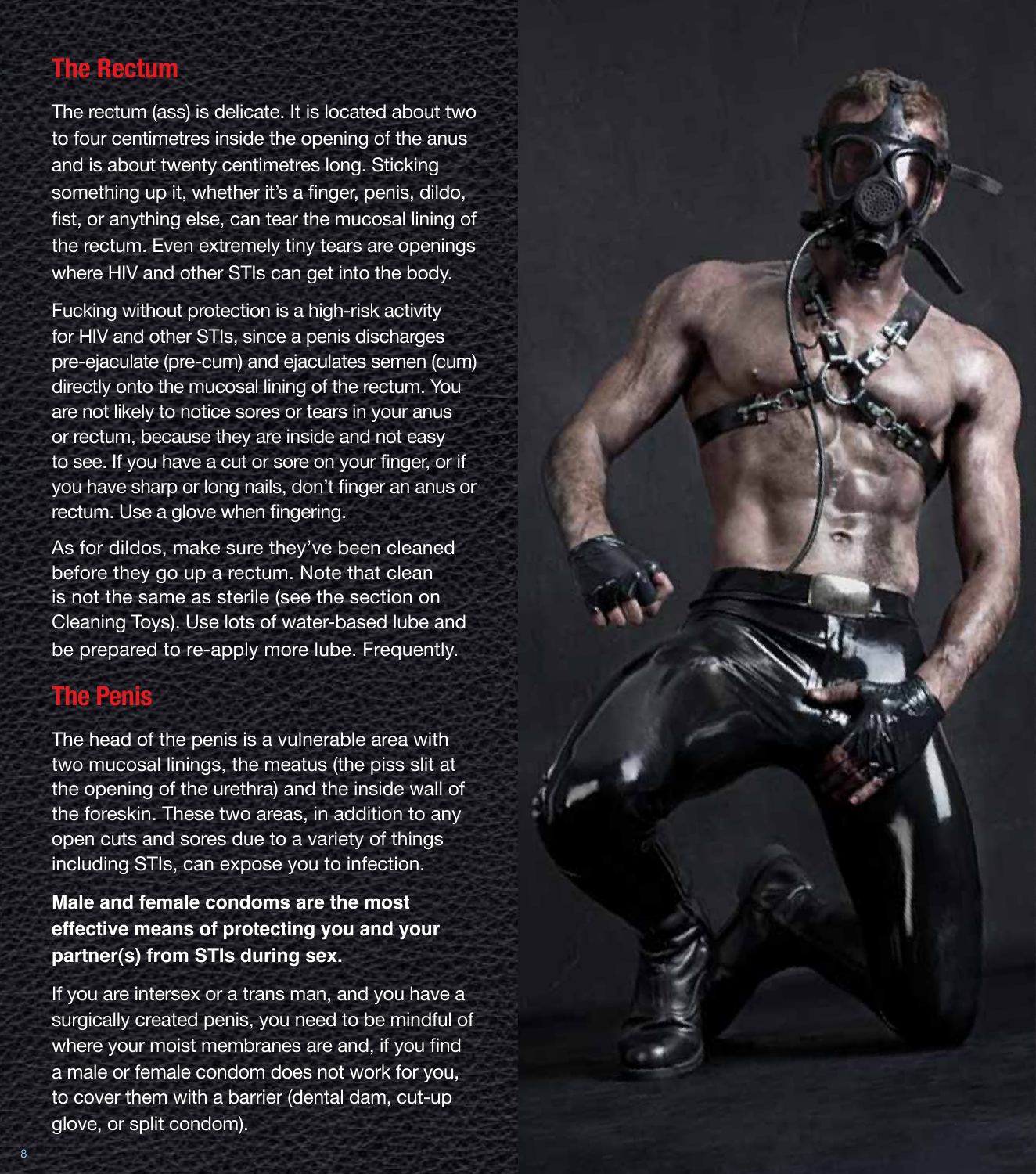## The Rectum

The rectum (ass) is delicate. It is located about two to four centimetres inside the opening of the anus and is about twenty centimetres long. Sticking something up it, whether it's a finger, penis, dildo, fist, or anything else, can tear the mucosal lining of the rectum. Even extremely tiny tears are openings where HIV and other STIs can get into the body.

Fucking without protection is a high-risk activity for HIV and other STIs, since a penis discharges pre-ejaculate (pre-cum) and ejaculates semen (cum) directly onto the mucosal lining of the rectum. You are not likely to notice sores or tears in your anus or rectum, because they are inside and not easy to see. If you have a cut or sore on your finger, or if you have sharp or long nails, don't finger an anus or rectum. Use a glove when fingering.

As for dildos, make sure they've been cleaned before they go up a rectum. Note that clean is not the same as sterile (see the section on Cleaning Toys). Use lots of water-based lube and be prepared to re-apply more lube. Frequently.

## The Penis

The head of the penis is a vulnerable area with two mucosal linings, the meatus (the piss slit at the opening of the urethra) and the inside wall of the foreskin. These two areas, in addition to any open cuts and sores due to a variety of things including STIs, can expose you to infection.

**Male and female condoms are the most effective means of protecting you and your partner(s) from STIs during sex.**

If you are intersex or a trans man, and you have a surgically created penis, you need to be mindful of where your moist membranes are and, if you find a male or female condom does not work for you, to cover them with a barrier (dental dam, cut-up glove, or split condom).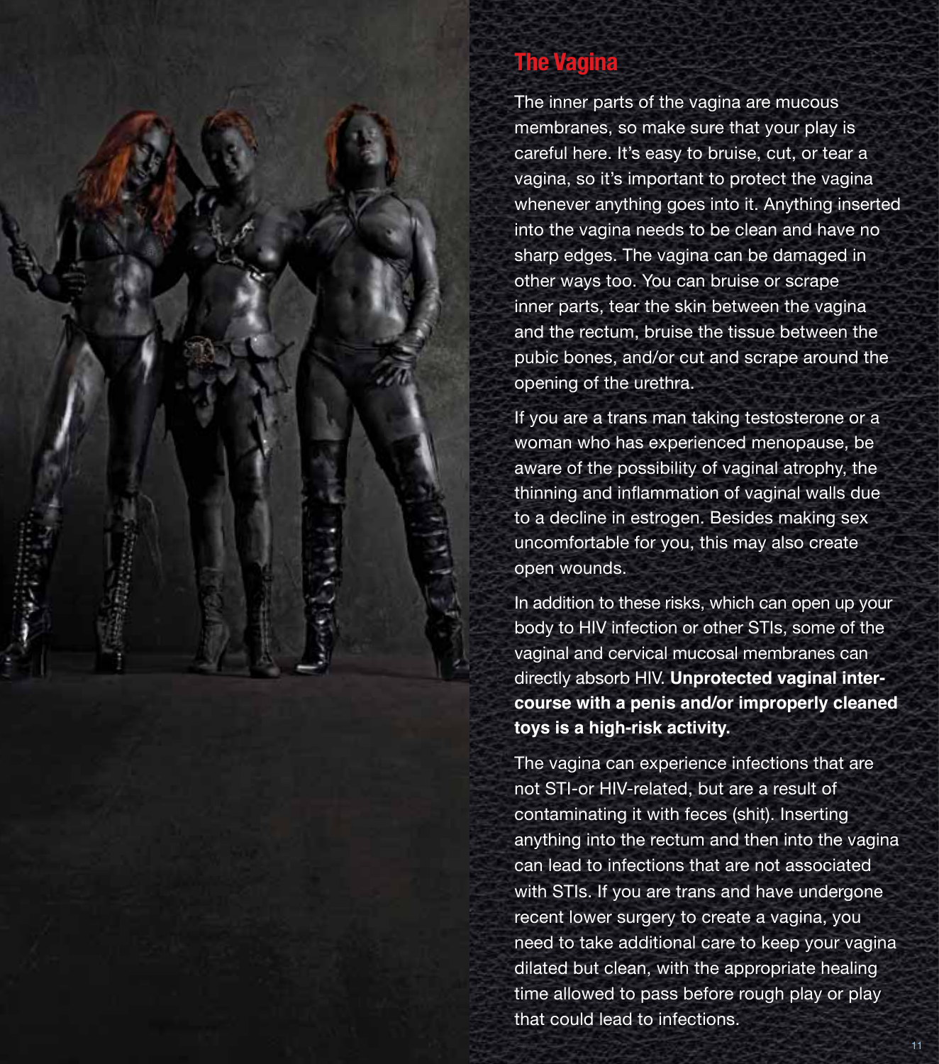## The Vagina

The inner parts of the vagina are mucous membranes, so make sure that your play is careful here. It's easy to bruise, cut, or tear a vagina, so it's important to protect the vagina whenever anything goes into it. Anything inserted into the vagina needs to be clean and have no sharp edges. The vagina can be damaged in other ways too. You can bruise or scrape inner parts, tear the skin between the vagina and the rectum, bruise the tissue between the pubic bones, and/or cut and scrape around the opening of the urethra.

If you are a trans man taking testosterone or a woman who has experienced menopause, be aware of the possibility of vaginal atrophy, the thinning and inflammation of vaginal walls due to a decline in estrogen. Besides making sex uncomfortable for you, this may also create open wounds.

In addition to these risks, which can open up your body to HIV infection or other STIs, some of the vaginal and cervical mucosal membranes can directly absorb HIV. **Unprotected vaginal intercourse with a penis and/or improperly cleaned toys is a high-risk activity.**

The vagina can experience infections that are not STI-or HIV-related, but are a result of contaminating it with feces (shit). Inserting anything into the rectum and then into the vagina can lead to infections that are not associated with STIs. If you are trans and have undergone recent lower surgery to create a vagina, you need to take additional care to keep your vagina dilated but clean, with the appropriate healing time allowed to pass before rough play or play that could lead to infections.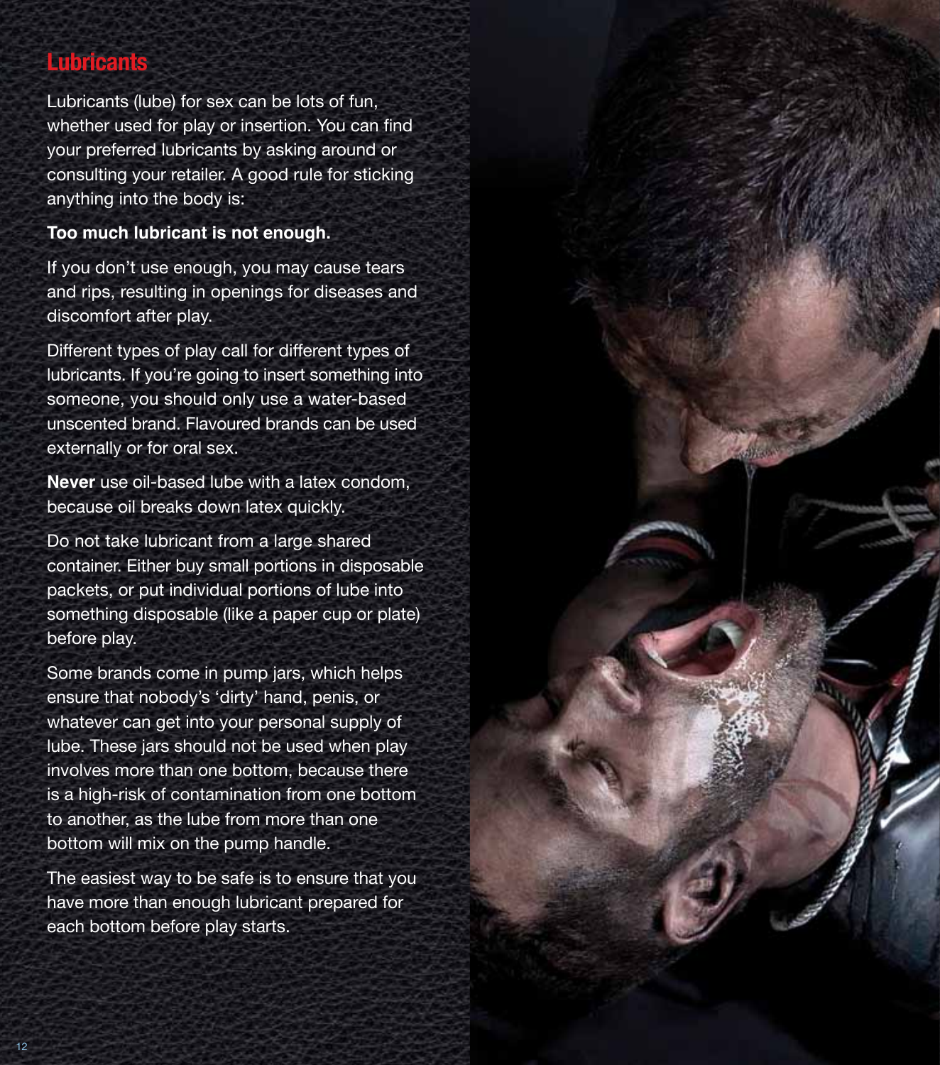## Lubricants

Lubricants (lube) for sex can be lots of fun, whether used for play or insertion. You can find your preferred lubricants by asking around or consulting your retailer. A good rule for sticking anything into the body is:

**Too much lubricant is not enough.**

If you don't use enough, you may cause tears and rips, resulting in openings for diseases and discomfort after play.

Different types of play call for different types of lubricants. If you're going to insert something into someone, you should only use a water-based unscented brand. Flavoured brands can be used externally or for oral sex.

**Never** use oil-based lube with a latex condom, because oil breaks down latex quickly.

Do not take lubricant from a large shared container. Either buy small portions in disposable packets, or put individual portions of lube into something disposable (like a paper cup or plate) before play.

Some brands come in pump jars, which helps ensure that nobody's 'dirty' hand, penis, or whatever can get into your personal supply of lube. These jars should not be used when play involves more than one bottom, because there is a high-risk of contamination from one bottom to another, as the lube from more than one bottom will mix on the pump handle.

The easiest way to be safe is to ensure that you have more than enough lubricant prepared for each bottom before play starts.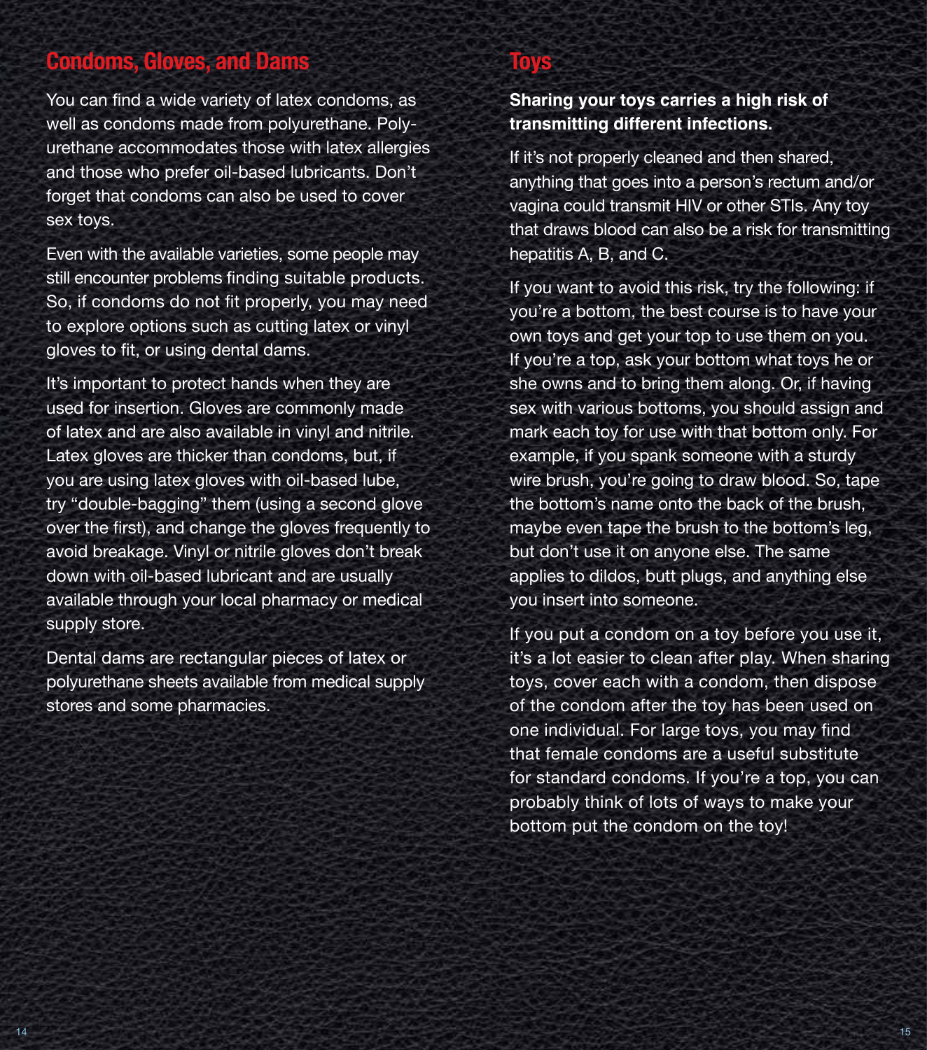## Condoms, Gloves, and Dams

You can find a wide variety of latex condoms, as well as condoms made from polyurethane. Polyurethane accommodates those with latex allergies and those who prefer oil-based lubricants. Don't forget that condoms can also be used to cover sex toys.

Even with the available varieties, some people may still encounter problems finding suitable products. So, if condoms do not fit properly, you may need to explore options such as cutting latex or vinyl gloves to fit, or using dental dams.

It's important to protect hands when they are used for insertion. Gloves are commonly made of latex and are also available in vinyl and nitrile. Latex gloves are thicker than condoms, but, if you are using latex gloves with oil-based lube, try "double-bagging" them (using a second glove over the first), and change the gloves frequently to avoid breakage. Vinyl or nitrile gloves don't break down with oil-based lubricant and are usually available through your local pharmacy or medical supply store.

Dental dams are rectangular pieces of latex or polyurethane sheets available from medical supply stores and some pharmacies.

## Toys

**Sharing your toys carries a high risk of transmitting different infections.**

If it's not properly cleaned and then shared, anything that goes into a person's rectum and/or vagina could transmit HIV or other STIs. Any toy that draws blood can also be a risk for transmitting hepatitis A, B, and C.

If you want to avoid this risk, try the following: if you're a bottom, the best course is to have your own toys and get your top to use them on you. If you're a top, ask your bottom what toys he or she owns and to bring them along. Or, if having sex with various bottoms, you should assign and mark each toy for use with that bottom only. For example, if you spank someone with a sturdy wire brush, you're going to draw blood. So, tape the bottom's name onto the back of the brush, maybe even tape the brush to the bottom's leg, but don't use it on anyone else. The same applies to dildos, butt plugs, and anything else you insert into someone.

If you put a condom on a toy before you use it, it's a lot easier to clean after play. When sharing toys, cover each with a condom, then dispose of the condom after the toy has been used on one individual. For large toys, you may find that female condoms are a useful substitute for standard condoms. If you're a top, you can probably think of lots of ways to make your bottom put the condom on the toy!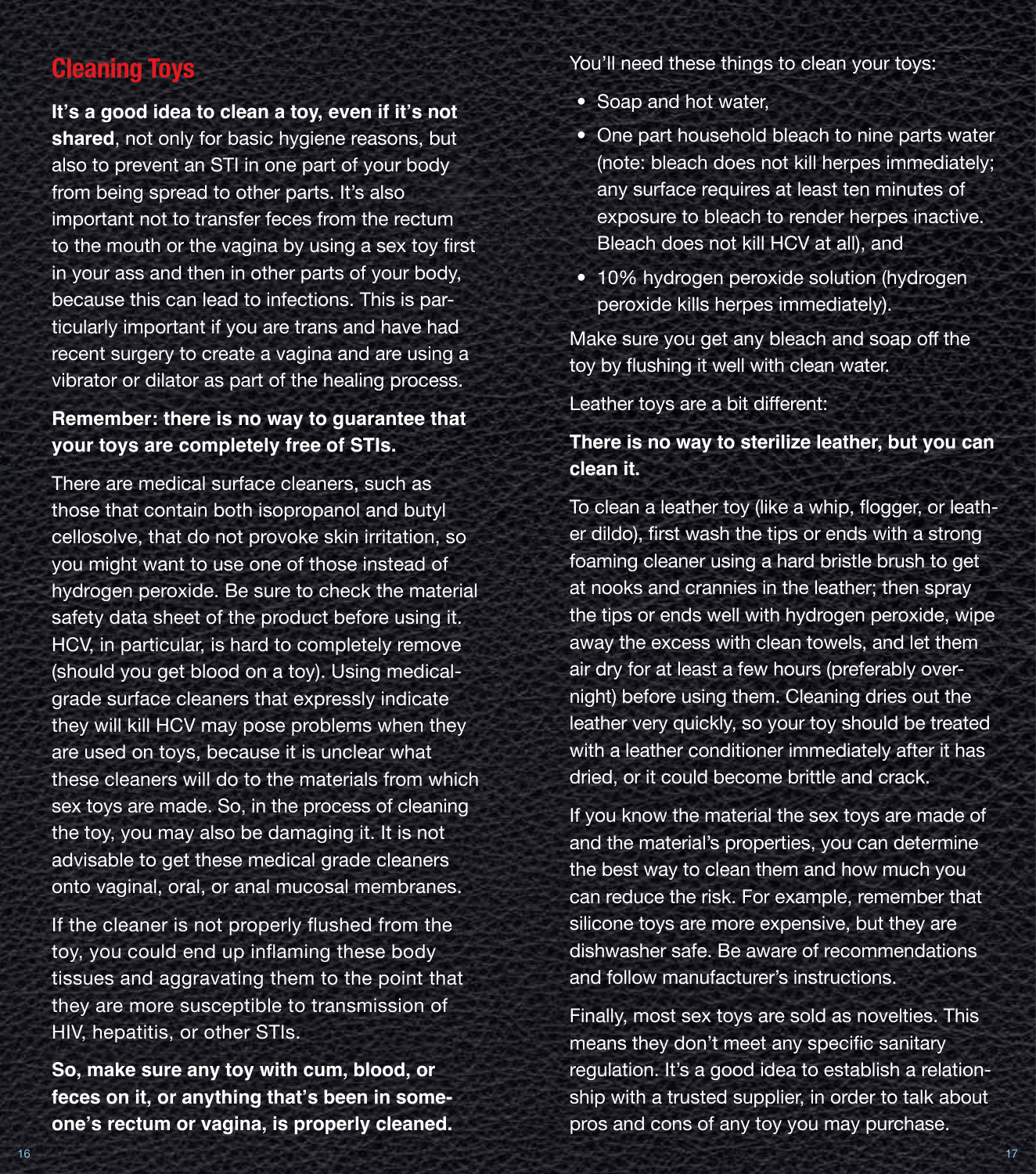## Cleaning Toys

**It's a good idea to clean a toy, even if it's not shared**, not only for basic hygiene reasons, but also to prevent an STI in one part of your body from being spread to other parts. It's also important not to transfer feces from the rectum to the mouth or the vagina by using a sex toy first in your ass and then in other parts of your body, because this can lead to infections. This is particularly important if you are trans and have had recent surgery to create a vagina and are using a vibrator or dilator as part of the healing process.

**Remember: there is no way to guarantee that your toys are completely free of STIs.**

There are medical surface cleaners, such as those that contain both isopropanol and butyl cellosolve, that do not provoke skin irritation, so you might want to use one of those instead of hydrogen peroxide. Be sure to check the material safety data sheet of the product before using it. HCV, in particular, is hard to completely remove (should you get blood on a toy). Using medical-grade surface cleaners that expressly indicate they will kill HCV may pose problems when they are used on toys, because it is unclear what these cleaners will do to the materials from which sex toys are made. So, in the process of cleaning the toy, you may also be damaging it. It is not advisable to get these medical grade cleaners onto vaginal, oral, or anal mucosal membranes.

If the cleaner is not properly flushed from the toy, you could end up inflaming these body tissues and aggravating them to the point that they are more susceptible to transmission of HIV, hepatitis, or other STIs.

**So, make sure any toy with cum, blood, or feces on it, or anything that's been in someone's rectum or vagina, is properly cleaned.**

You'll need these things to clean your toys:

- Soap and hot water,
- One part household bleach to nine parts water (note: bleach does not kill herpes immediately; any surface requires at least ten minutes of exposure to bleach to render herpes inactive. Bleach does not kill HCV at all), and
- 10% hydrogen peroxide solution (hydrogen peroxide kills herpes immediately).

Make sure you get any bleach and soap off the toy by flushing it well with clean water.

Leather toys are a bit different:

**There is no way to sterilize leather, but you can clean it.**

To clean a leather toy (like a whip, flogger, or leather dildo), first wash the tips or ends with a strong foaming cleaner using a hard bristle brush to get at nooks and crannies in the leather; then spray the tips or ends well with hydrogen peroxide, wipe away the excess with clean towels, and let them air dry for at least a few hours (preferably overnight) before using them. Cleaning dries out the leather very quickly, so your toy should be treated with a leather conditioner immediately after it has dried, or it could become brittle and crack.

If you know the material the sex toys are made of and the material's properties, you can determine the best way to clean them and how much you can reduce the risk. For example, remember that silicone toys are more expensive, but they are dishwasher safe. Be aware of recommendations and follow manufacturer's instructions.

Finally, most sex toys are sold as novelties. This means they don't meet any specific sanitary regulation. It's a good idea to establish a relationship with a trusted supplier, in order to talk about pros and cons of any toy you may purchase.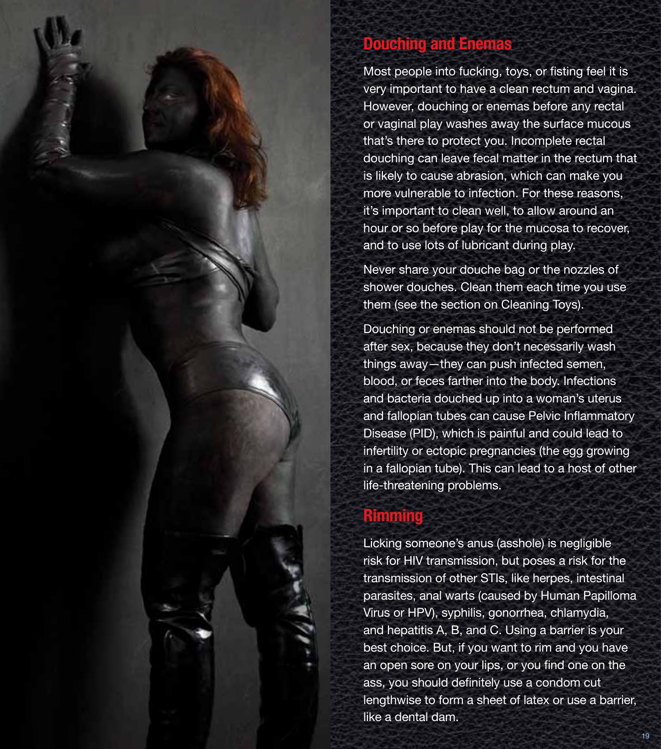## Douching and Enemas

Most people into fucking, toys, or fisting feel it is very important to have a clean rectum and vagina. However, douching or enemas before any rectal or vaginal play washes away the surface mucous that's there to protect you. Incomplete rectal douching can leave fecal matter in the rectum that is likely to cause abrasion, which can make you more vulnerable to infection. For these reasons, it's important to clean well, to allow around an hour or so before play for the mucosa to recover, and to use lots of lubricant during play.

Never share your douche bag or the nozzles of shower douches. Clean them each time you use them (see the section on Cleaning Toys).

Douching or enemas should not be performed after sex, because they don't necessarily wash things away—they can push infected semen, blood, or feces farther into the body. Infections and bacteria douched up into a woman's uterus and fallopian tubes can cause Pelvic Inflammatory Disease (PID), which is painful and could lead to infertility or ectopic pregnancies (the egg growing in a fallopian tube). This can lead to a host of other life-threatening problems.

## Rimming

Licking someone's anus (asshole) is negligible risk for HIV transmission, but poses a risk for the transmission of other STIs, like herpes, intestinal parasites, anal warts (caused by Human Papilloma Virus or HPV), syphilis, gonorrhea, chlamydia, and hepatitis A, B, and C. Using a barrier is your best choice. But, if you want to rim and you have an open sore on your lips, or you find one on the ass, you should definitely use a condom cut lengthwise to form a sheet of latex or use a barrier, like a dental dam.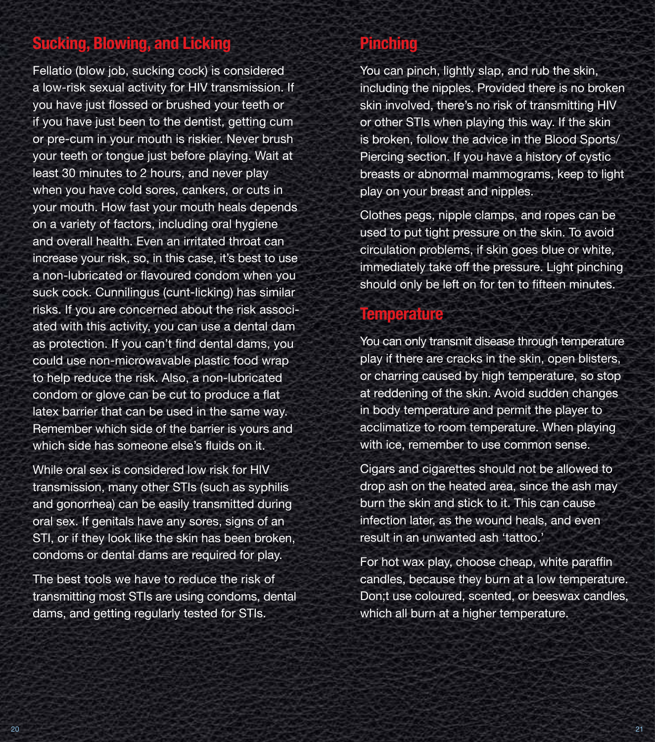## Sucking, Blowing, and Licking

Fellatio (blow job, sucking cock) is considered a low-risk sexual activity for HIV transmission. If you have just flossed or brushed your teeth or if you have just been to the dentist, getting cum or pre-cum in your mouth is riskier. Never brush your teeth or tongue just before playing. Wait at least 30 minutes to 2 hours, and never play when you have cold sores, cankers, or cuts in your mouth. How fast your mouth heals depends on a variety of factors, including oral hygiene and overall health. Even an irritated throat can increase your risk, so, in this case, it's best to use a non-lubricated or flavoured condom when you suck cock. Cunnilingus (cunt-licking) has similar risks. If you are concerned about the risk associated with this activity, you can use a dental dam as protection. If you can't find dental dams, you could use non-microwavable plastic food wrap to help reduce the risk. Also, a non-lubricated condom or glove can be cut to produce a flat latex barrier that can be used in the same way. Remember which side of the barrier is yours and which side has someone else's fluids on it.

While oral sex is considered low risk for HIV transmission, many other STIs (such as syphilis and gonorrhea) can be easily transmitted during oral sex. If genitals have any sores, signs of an STI, or if they look like the skin has been broken, condoms or dental dams are required for play.

The best tools we have to reduce the risk of transmitting most STIs are using condoms, dental dams, and getting regularly tested for STIs.

## Pinching

You can pinch, lightly slap, and rub the skin, including the nipples. Provided there is no broken skin involved, there's no risk of transmitting HIV or other STIs when playing this way. If the skin is broken, follow the advice in the Blood Sports/Piercing section. If you have a history of cystic breasts or abnormal mammograms, keep to light play on your breast and nipples.

Clothes pegs, nipple clamps, and ropes can be used to put tight pressure on the skin. To avoid circulation problems, if skin goes blue or white, immediately take off the pressure. Light pinching should only be left on for ten to fifteen minutes.

## Temperature

You can only transmit disease through temperature play if there are cracks in the skin, open blisters, or charring caused by high temperature, so stop at reddening of the skin. Avoid sudden changes in body temperature and permit the player to acclimatize to room temperature. When playing with ice, remember to use common sense.

Cigars and cigarettes should not be allowed to drop ash on the heated area, since the ash may burn the skin and stick to it. This can cause infection later, as the wound heals, and even result in an unwanted ash 'tattoo.'

For hot wax play, choose cheap, white paraffin candles, because they burn at a low temperature. Don;t use coloured, scented, or beeswax candles, which all burn at a higher temperature.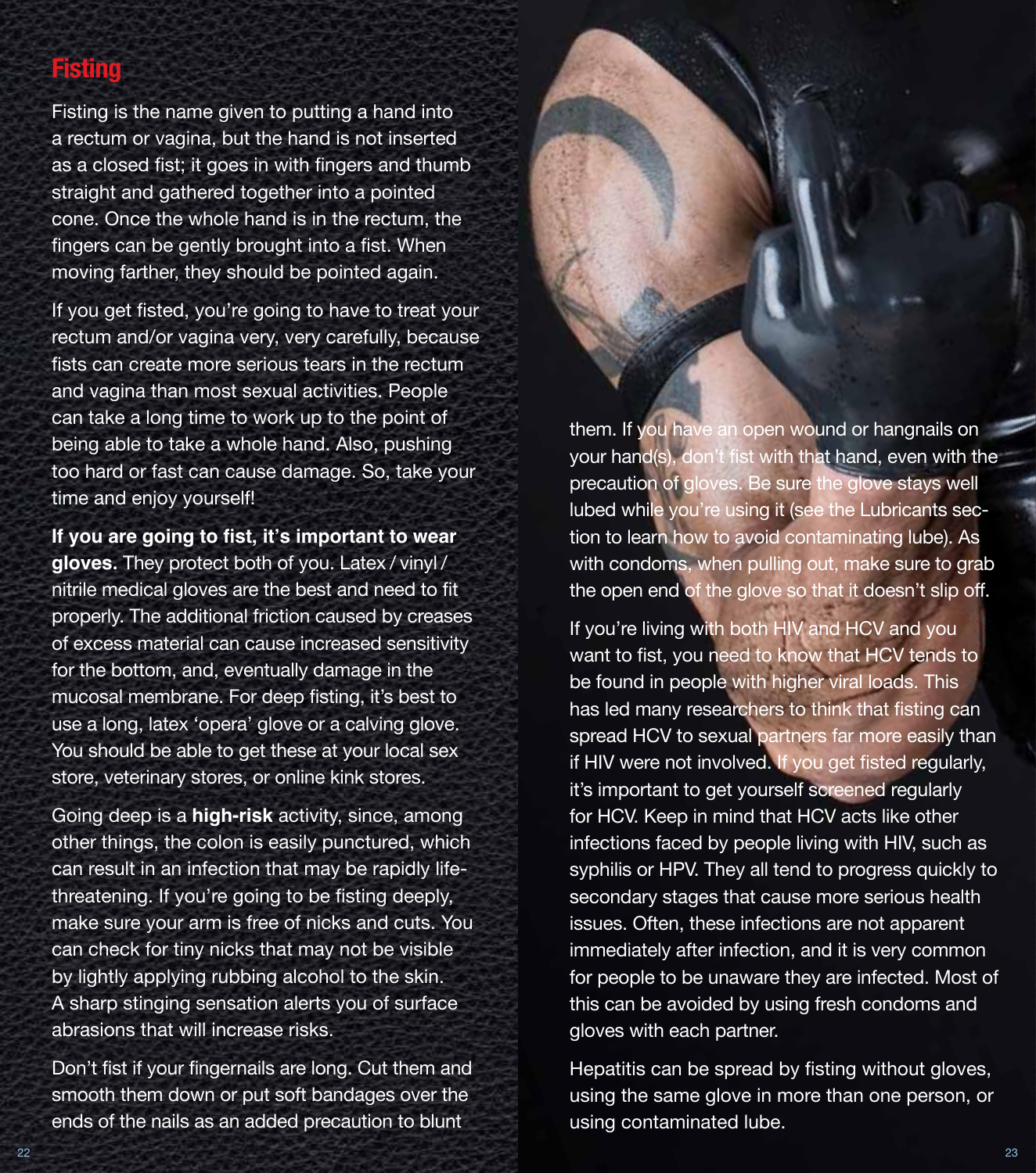## Fisting

Fisting is the name given to putting a hand into a rectum or vagina, but the hand is not inserted as a closed fist; it goes in with fingers and thumb straight and gathered together into a pointed cone. Once the whole hand is in the rectum, the fingers can be gently brought into a fist. When moving farther, they should be pointed again.

If you get fisted, you're going to have to treat your rectum and/or vagina very, very carefully, because fists can create more serious tears in the rectum and vagina than most sexual activities. People can take a long time to work up to the point of being able to take a whole hand. Also, pushing too hard or fast can cause damage. So, take your time and enjoy yourself!

**If you are going to fist, it's important to wear gloves.** They protect both of you. Latex / vinyl / nitrile medical gloves are the best and need to fit properly. The additional friction caused by creases of excess material can cause increased sensitivity for the bottom, and, eventually damage in the mucosal membrane. For deep fisting, it's best to use a long, latex 'opera' glove or a calving glove. You should be able to get these at your local sex store, veterinary stores, or online kink stores.

Going deep is a **high-risk** activity, since, among other things, the colon is easily punctured, which can result in an infection that may be rapidly life-threatening. If you're going to be fisting deeply, make sure your arm is free of nicks and cuts. You can check for tiny nicks that may not be visible by lightly applying rubbing alcohol to the skin. A sharp stinging sensation alerts you of surface abrasions that will increase risks.

Don't fist if your fingernails are long. Cut them and smooth them down or put soft bandages over the ends of the nails as an added precaution to blunt them. If you have an open wound or hangnails on your hand(s), don't fist with that hand, even with the precaution of gloves. Be sure the glove stays well lubed while you're using it (see the Lubricants section to learn how to avoid contaminating lube). As with condoms, when pulling out, make sure to grab the open end of the glove so that it doesn't slip off.

If you're living with both HIV and HCV and you want to fist, you need to know that HCV tends to be found in people with higher viral loads. This has led many researchers to think that fisting can spread HCV to sexual partners far more easily than if HIV were not involved. If you get fisted regularly, it's important to get yourself screened regularly for HCV. Keep in mind that HCV acts like other infections faced by people living with HIV, such as syphilis or HPV. They all tend to progress quickly to secondary stages that cause more serious health issues. Often, these infections are not apparent immediately after infection, and it is very common for people to be unaware they are infected. Most of this can be avoided by using fresh condoms and gloves with each partner.

Hepatitis can be spread by fisting without gloves, using the same glove in more than one person, or using contaminated lube.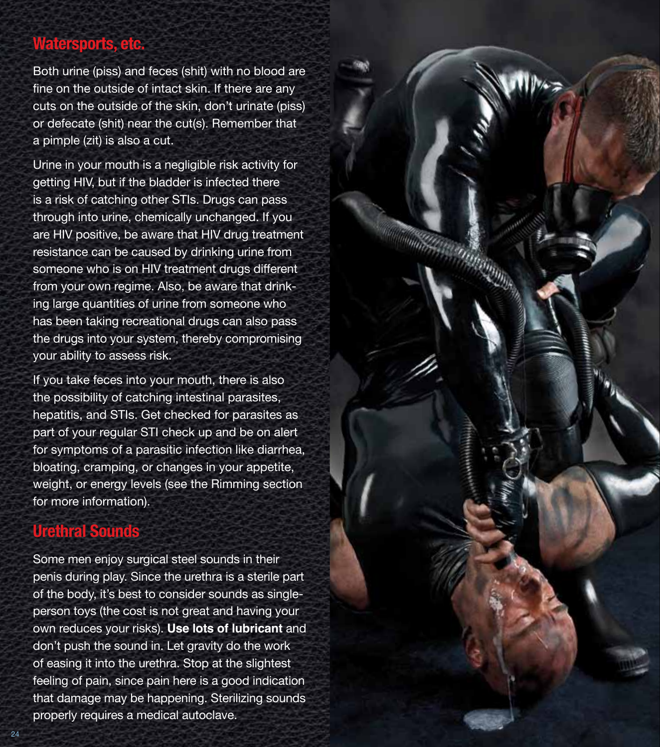## Watersports, etc.

Both urine (piss) and feces (shit) with no blood are fine on the outside of intact skin. If there are any cuts on the outside of the skin, don't urinate (piss) or defecate (shit) near the cut(s). Remember that a pimple (zit) is also a cut.

Urine in your mouth is a negligible risk activity for getting HIV, but if the bladder is infected there is a risk of catching other STIs. Drugs can pass through into urine, chemically unchanged. If you are HIV positive, be aware that HIV drug treatment resistance can be caused by drinking urine from someone who is on HIV treatment drugs different from your own regime. Also, be aware that drinking large quantities of urine from someone who has been taking recreational drugs can also pass the drugs into your system, thereby compromising your ability to assess risk.

If you take feces into your mouth, there is also the possibility of catching intestinal parasites, hepatitis, and STIs. Get checked for parasites as part of your regular STI check up and be on alert for symptoms of a parasitic infection like diarrhea, bloating, cramping, or changes in your appetite, weight, or energy levels (see the Rimming section for more information).

## Urethral Sounds

Some men enjoy surgical steel sounds in their penis during play. Since the urethra is a sterile part of the body, it's best to consider sounds as single-person toys (the cost is not great and having your own reduces your risks). **Use lots of lubricant** and don't push the sound in. Let gravity do the work of easing it into the urethra. Stop at the slightest feeling of pain, since pain here is a good indication that damage may be happening. Sterilizing sounds properly requires a medical autoclave.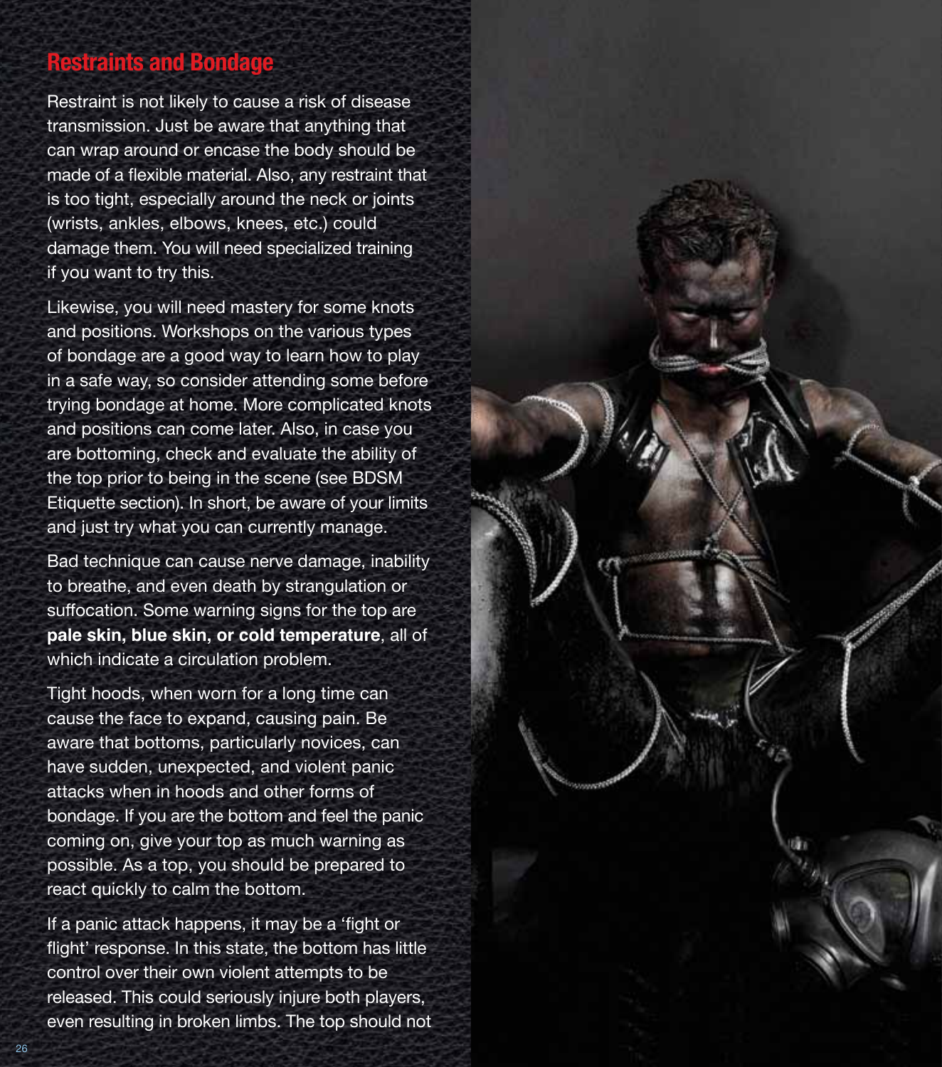## Restraints and Bondage

Restraint is not likely to cause a risk of disease transmission. Just be aware that anything that can wrap around or encase the body should be made of a flexible material. Also, any restraint that is too tight, especially around the neck or joints (wrists, ankles, elbows, knees, etc.) could damage them. You will need specialized training if you want to try this.

Likewise, you will need mastery for some knots and positions. Workshops on the various types of bondage are a good way to learn how to play in a safe way, so consider attending some before trying bondage at home. More complicated knots and positions can come later. Also, in case you are bottoming, check and evaluate the ability of the top prior to being in the scene (see BDSM Etiquette section). In short, be aware of your limits and just try what you can currently manage.

Bad technique can cause nerve damage, inability to breathe, and even death by strangulation or suffocation. Some warning signs for the top are **pale skin, blue skin, or cold temperature**, all of which indicate a circulation problem.

Tight hoods, when worn for a long time can cause the face to expand, causing pain. Be aware that bottoms, particularly novices, can have sudden, unexpected, and violent panic attacks when in hoods and other forms of bondage. If you are the bottom and feel the panic coming on, give your top as much warning as possible. As a top, you should be prepared to react quickly to calm the bottom.

If a panic attack happens, it may be a 'fight or flight' response. In this state, the bottom has little control over their own violent attempts to be released. This could seriously injure both players, even resulting in broken limbs. The top should not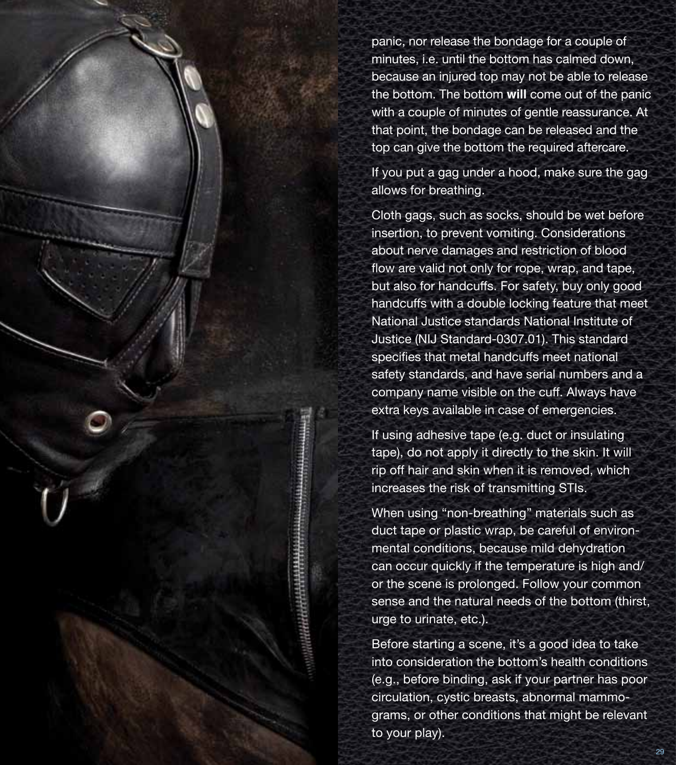panic, nor release the bondage for a couple of minutes, i.e. until the bottom has calmed down, because an injured top may not be able to release the bottom. The bottom **will** come out of the panic with a couple of minutes of gentle reassurance. At that point, the bondage can be released and the top can give the bottom the required aftercare.

If you put a gag under a hood, make sure the gag allows for breathing.

Cloth gags, such as socks, should be wet before insertion, to prevent vomiting. Considerations about nerve damages and restriction of blood flow are valid not only for rope, wrap, and tape, but also for handcuffs. For safety, buy only good handcuffs with a double locking feature that meet National Justice standards National Institute of Justice (NIJ Standard-0307.01). This standard specifies that metal handcuffs meet national safety standards, and have serial numbers and a company name visible on the cuff. Always have extra keys available in case of emergencies.

If using adhesive tape (e.g. duct or insulating tape), do not apply it directly to the skin. It will rip off hair and skin when it is removed, which increases the risk of transmitting STIs.

When using "non-breathing" materials such as duct tape or plastic wrap, be careful of environmental conditions, because mild dehydration can occur quickly if the temperature is high and/or the scene is prolonged. Follow your common sense and the natural needs of the bottom (thirst, urge to urinate, etc.).

Before starting a scene, it's a good idea to take into consideration the bottom's health conditions (e.g., before binding, ask if your partner has poor circulation, cystic breasts, abnormal mammograms, or other conditions that might be relevant to your play).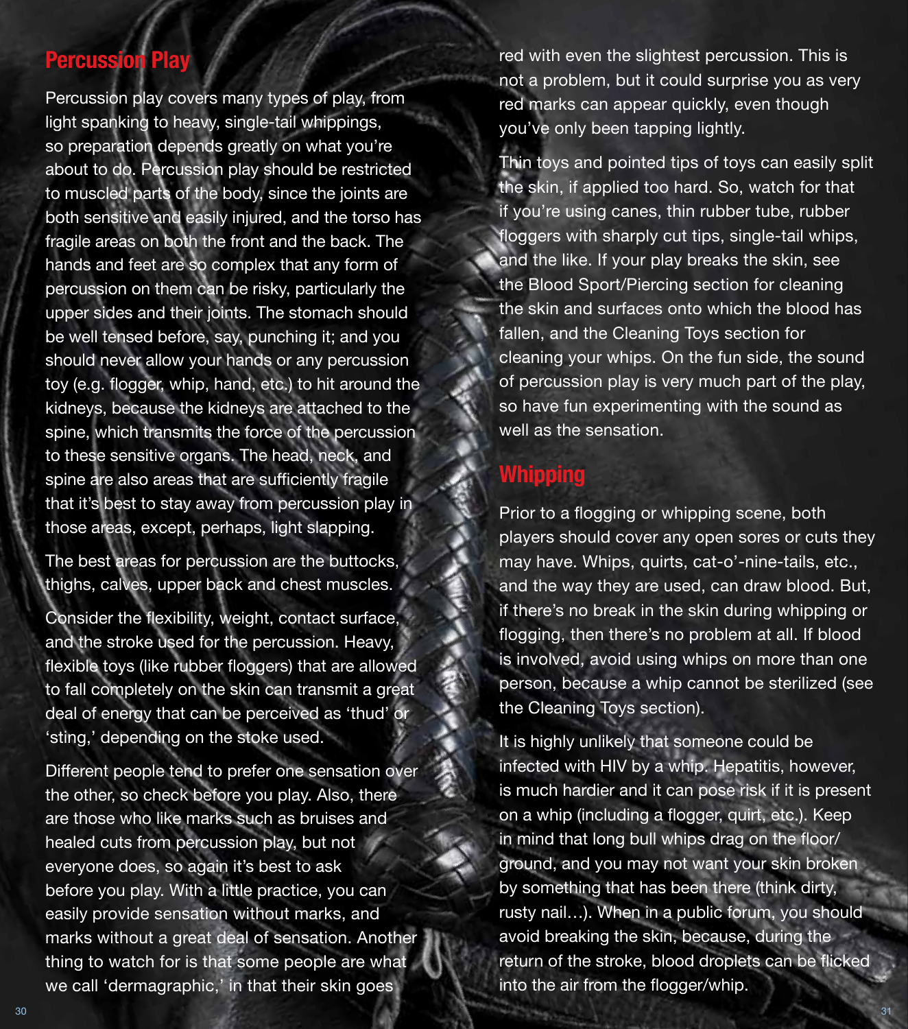## Percussion Play

Percussion play covers many types of play, from light spanking to heavy, single-tail whippings, so preparation depends greatly on what you're about to do. Percussion play should be restricted to muscled parts of the body, since the joints are both sensitive and easily injured, and the torso has fragile areas on both the front and the back. The hands and feet are so complex that any form of percussion on them can be risky, particularly the upper sides and their joints. The stomach should be well tensed before, say, punching it; and you should never allow your hands or any percussion toy (e.g. flogger, whip, hand, etc.) to hit around the kidneys, because the kidneys are attached to the spine, which transmits the force of the percussion to these sensitive organs. The head, neck, and spine are also areas that are sufficiently fragile that it's best to stay away from percussion play in those areas, except, perhaps, light slapping.

The best areas for percussion are the buttocks, thighs, calves, upper back and chest muscles.

Consider the flexibility, weight, contact surface, and the stroke used for the percussion. Heavy, flexible toys (like rubber floggers) that are allowed to fall completely on the skin can transmit a great deal of energy that can be perceived as 'thud' or 'sting,' depending on the stoke used.

Different people tend to prefer one sensation over the other, so check before you play. Also, there are those who like marks such as bruises and healed cuts from percussion play, but not everyone does, so again it's best to ask before you play. With a little practice, you can easily provide sensation without marks, and marks without a great deal of sensation. Another thing to watch for is that some people are what we call 'dermagraphic,' in that their skin goes red with even the slightest percussion. This is not a problem, but it could surprise you as very red marks can appear quickly, even though you've only been tapping lightly.

Thin toys and pointed tips of toys can easily split the skin, if applied too hard. So, watch for that if you're using canes, thin rubber tube, rubber floggers with sharply cut tips, single-tail whips, and the like. If your play breaks the skin, see the Blood Sport/Piercing section for cleaning the skin and surfaces onto which the blood has fallen, and the Cleaning Toys section for cleaning your whips. On the fun side, the sound of percussion play is very much part of the play, so have fun experimenting with the sound as well as the sensation.

## Whipping

Prior to a flogging or whipping scene, both players should cover any open sores or cuts they may have. Whips, quirts, cat-o'-nine-tails, etc., and the way they are used, can draw blood. But, if there's no break in the skin during whipping or flogging, then there's no problem at all. If blood is involved, avoid using whips on more than one person, because a whip cannot be sterilized (see the Cleaning Toys section).

It is highly unlikely that someone could be infected with HIV by a whip. Hepatitis, however, is much hardier and it can pose risk if it is present on a whip (including a flogger, quirt, etc.). Keep in mind that long bull whips drag on the floor/ground, and you may not want your skin broken by something that has been there (think dirty, rusty nail…). When in a public forum, you should avoid breaking the skin, because, during the return of the stroke, blood droplets can be flicked into the air from the flogger/whip.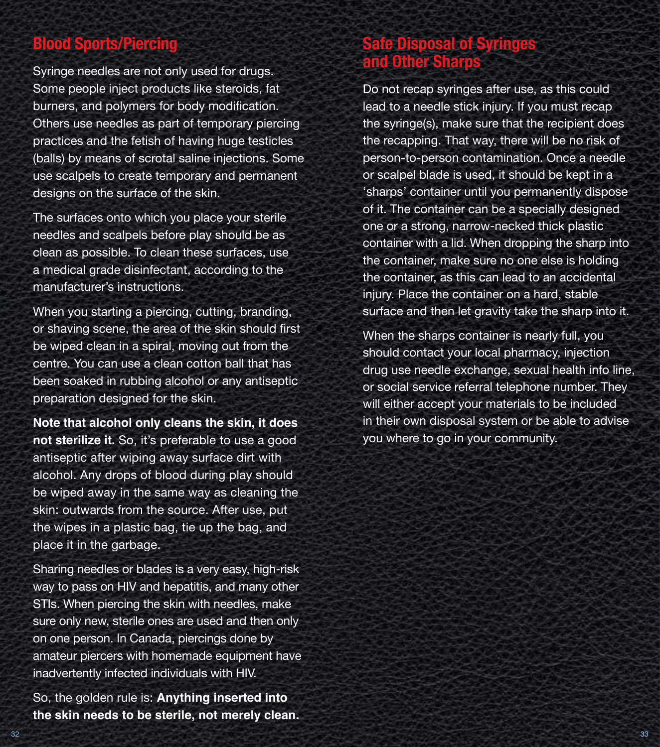## Blood Sports/Piercing

Syringe needles are not only used for drugs. Some people inject products like steroids, fat burners, and polymers for body modification. Others use needles as part of temporary piercing practices and the fetish of having huge testicles (balls) by means of scrotal saline injections. Some use scalpels to create temporary and permanent designs on the surface of the skin.

The surfaces onto which you place your sterile needles and scalpels before play should be as clean as possible. To clean these surfaces, use a medical grade disinfectant, according to the manufacturer's instructions.

When you starting a piercing, cutting, branding, or shaving scene, the area of the skin should first be wiped clean in a spiral, moving out from the centre. You can use a clean cotton ball that has been soaked in rubbing alcohol or any antiseptic preparation designed for the skin.

**Note that alcohol only cleans the skin, it does not sterilize it.** So, it's preferable to use a good antiseptic after wiping away surface dirt with alcohol. Any drops of blood during play should be wiped away in the same way as cleaning the skin: outwards from the source. After use, put the wipes in a plastic bag, tie up the bag, and place it in the garbage.

Sharing needles or blades is a very easy, high-risk way to pass on HIV and hepatitis, and many other STIs. When piercing the skin with needles, make sure only new, sterile ones are used and then only on one person. In Canada, piercings done by amateur piercers with homemade equipment have inadvertently infected individuals with HIV.

So, the golden rule is: **Anything inserted into the skin needs to be sterile, not merely clean.**

## Safe Disposal of Syringes and Other Sharps

Do not recap syringes after use, as this could lead to a needle stick injury. If you must recap the syringe(s), make sure that the recipient does the recapping. That way, there will be no risk of person-to-person contamination. Once a needle or scalpel blade is used, it should be kept in a 'sharps' container until you permanently dispose of it. The container can be a specially designed one or a strong, narrow-necked thick plastic container with a lid. When dropping the sharp into the container, make sure no one else is holding the container, as this can lead to an accidental injury. Place the container on a hard, stable surface and then let gravity take the sharp into it.

When the sharps container is nearly full, you should contact your local pharmacy, injection drug use needle exchange, sexual health info line, or social service referral telephone number. They will either accept your materials to be included in their own disposal system or be able to advise you where to go in your community.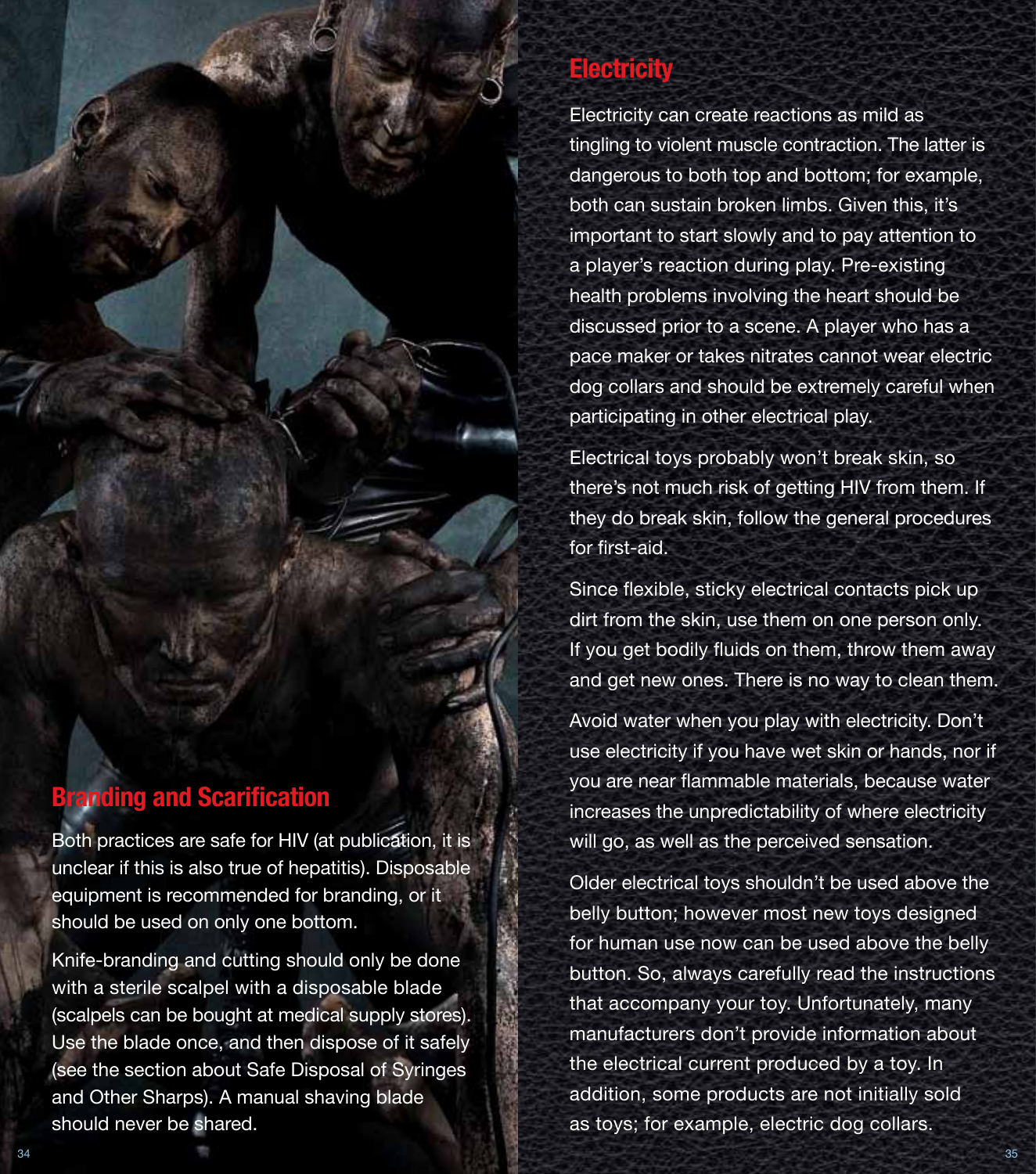## Branding and Scarification

Both practices are safe for HIV (at publication, it is unclear if this is also true of hepatitis). Disposable equipment is recommended for branding, or it should be used on only one bottom.

Knife-branding and cutting should only be done with a sterile scalpel with a disposable blade (scalpels can be bought at medical supply stores). Use the blade once, and then dispose of it safely (see the section about Safe Disposal of Syringes and Other Sharps). A manual shaving blade should never be shared.

## Electricity

Electricity can create reactions as mild as tingling to violent muscle contraction. The latter is dangerous to both top and bottom; for example, both can sustain broken limbs. Given this, it's important to start slowly and to pay attention to a player's reaction during play. Pre-existing health problems involving the heart should be discussed prior to a scene. A player who has a pace maker or takes nitrates cannot wear electric dog collars and should be extremely careful when participating in other electrical play.

Electrical toys probably won't break skin, so there's not much risk of getting HIV from them. If they do break skin, follow the general procedures for first-aid.

Since flexible, sticky electrical contacts pick up dirt from the skin, use them on one person only. If you get bodily fluids on them, throw them away and get new ones. There is no way to clean them.

Avoid water when you play with electricity. Don't use electricity if you have wet skin or hands, nor if you are near flammable materials, because water increases the unpredictability of where electricity will go, as well as the perceived sensation.

Older electrical toys shouldn't be used above the belly button; however most new toys designed for human use now can be used above the belly button. So, always carefully read the instructions that accompany your toy. Unfortunately, many manufacturers don't provide information about the electrical current produced by a toy. In addition, some products are not initially sold as toys; for example, electric dog collars.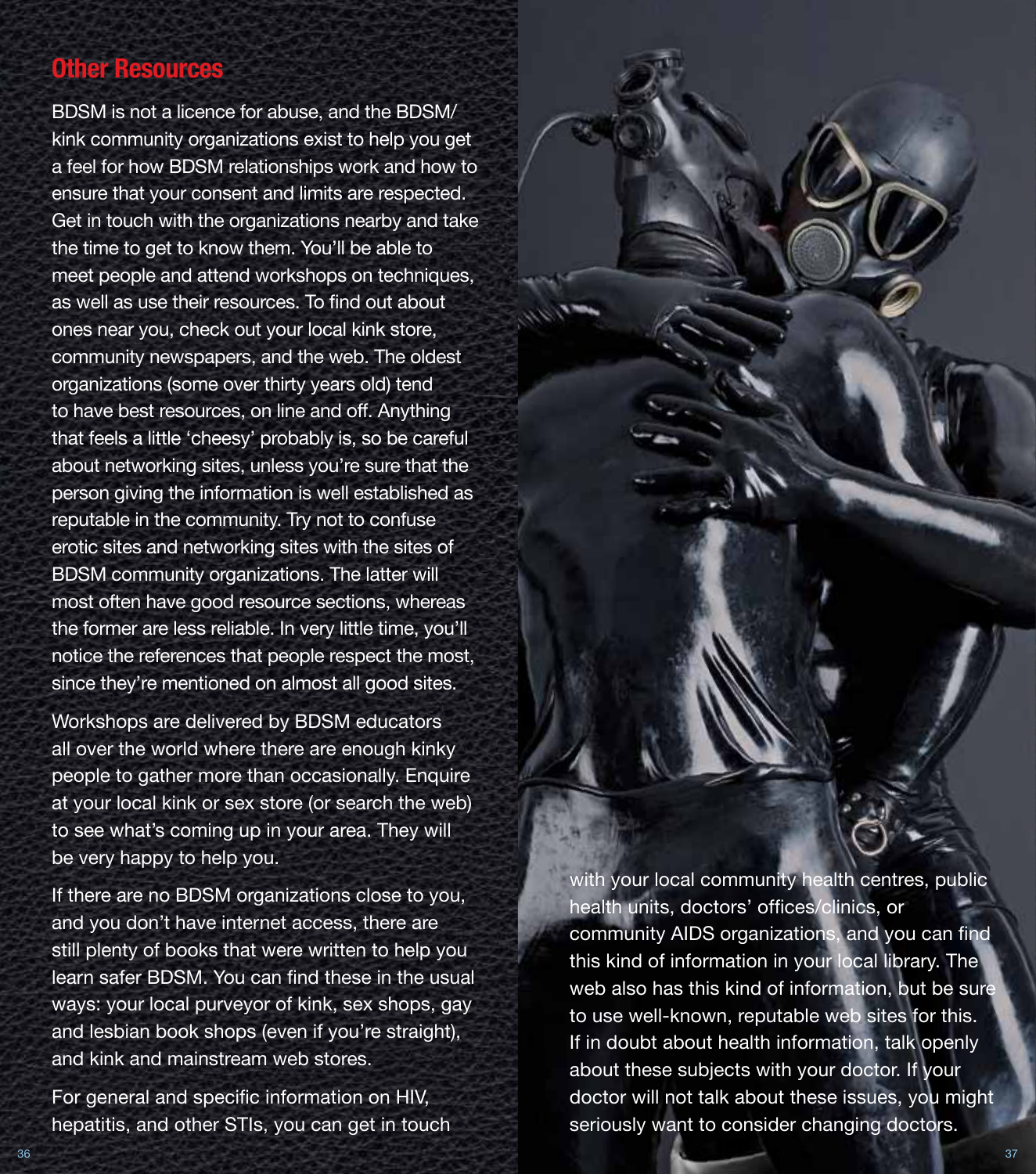## Other Resources

BDSM is not a licence for abuse, and the BDSM/kink community organizations exist to help you get a feel for how BDSM relationships work and how to ensure that your consent and limits are respected. Get in touch with the organizations nearby and take the time to get to know them. You'll be able to meet people and attend workshops on techniques, as well as use their resources. To find out about ones near you, check out your local kink store, community newspapers, and the web. The oldest organizations (some over thirty years old) tend to have best resources, on line and off. Anything that feels a little 'cheesy' probably is, so be careful about networking sites, unless you're sure that the person giving the information is well established as reputable in the community. Try not to confuse erotic sites and networking sites with the sites of BDSM community organizations. The latter will most often have good resource sections, whereas the former are less reliable. In very little time, you'll notice the references that people respect the most, since they're mentioned on almost all good sites.

Workshops are delivered by BDSM educators all over the world where there are enough kinky people to gather more than occasionally. Enquire at your local kink or sex store (or search the web) to see what's coming up in your area. They will be very happy to help you.

If there are no BDSM organizations close to you, and you don't have internet access, there are still plenty of books that were written to help you learn safer BDSM. You can find these in the usual ways: your local purveyor of kink, sex shops, gay and lesbian book shops (even if you're straight), and kink and mainstream web stores.

For general and specific information on HIV, hepatitis, and other STIs, you can get in touch with your local community health centres, public health units, doctors' offices/clinics, or community AIDS organizations, and you can find this kind of information in your local library. The web also has this kind of information, but be sure to use well-known, reputable web sites for this. If in doubt about health information, talk openly about these subjects with your doctor. If your doctor will not talk about these issues, you might seriously want to consider changing doctors.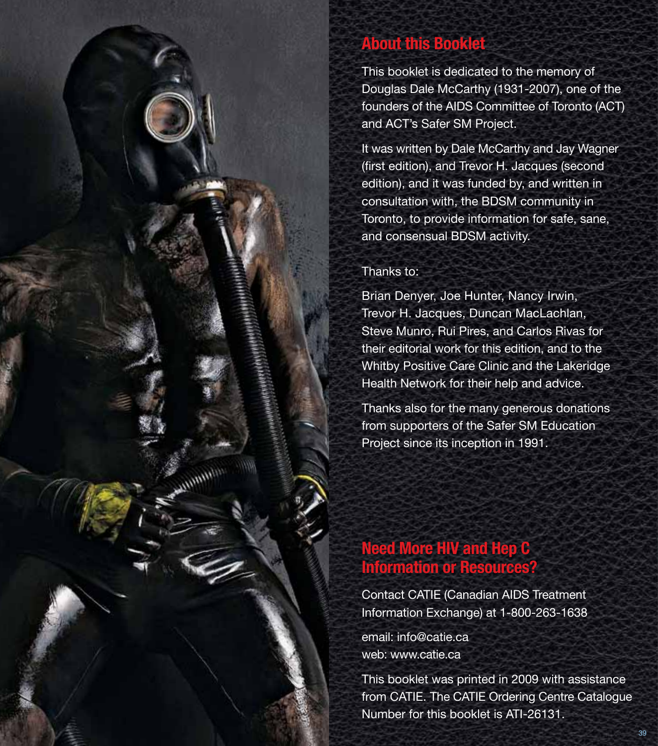## About this Booklet

This booklet is dedicated to the memory of Douglas Dale McCarthy (1931-2007), one of the founders of the AIDS Committee of Toronto (ACT) and ACT's Safer SM Project.

It was written by Dale McCarthy and Jay Wagner (first edition), and Trevor H. Jacques (second edition), and it was funded by, and written in consultation with, the BDSM community in Toronto, to provide information for safe, sane, and consensual BDSM activity.

Thanks to:

Brian Denyer, Joe Hunter, Nancy Irwin, Trevor H. Jacques, Duncan MacLachlan, Steve Munro, Rui Pires, and Carlos Rivas for their editorial work for this edition, and to the Whitby Positive Care Clinic and the Lakeridge Health Network for their help and advice.

Thanks also for the many generous donations from supporters of the Safer SM Education Project since its inception in 1991.

## Need More HIV and Hep C Information or Resources?

Contact CATIE (Canadian AIDS Treatment Information Exchange) at 1-800-263-1638

email: info@catie.ca
web: www.catie.ca

This booklet was printed in 2009 with assistance from CATIE. The CATIE Ordering Centre Catalogue Number for this booklet is ATI-26131.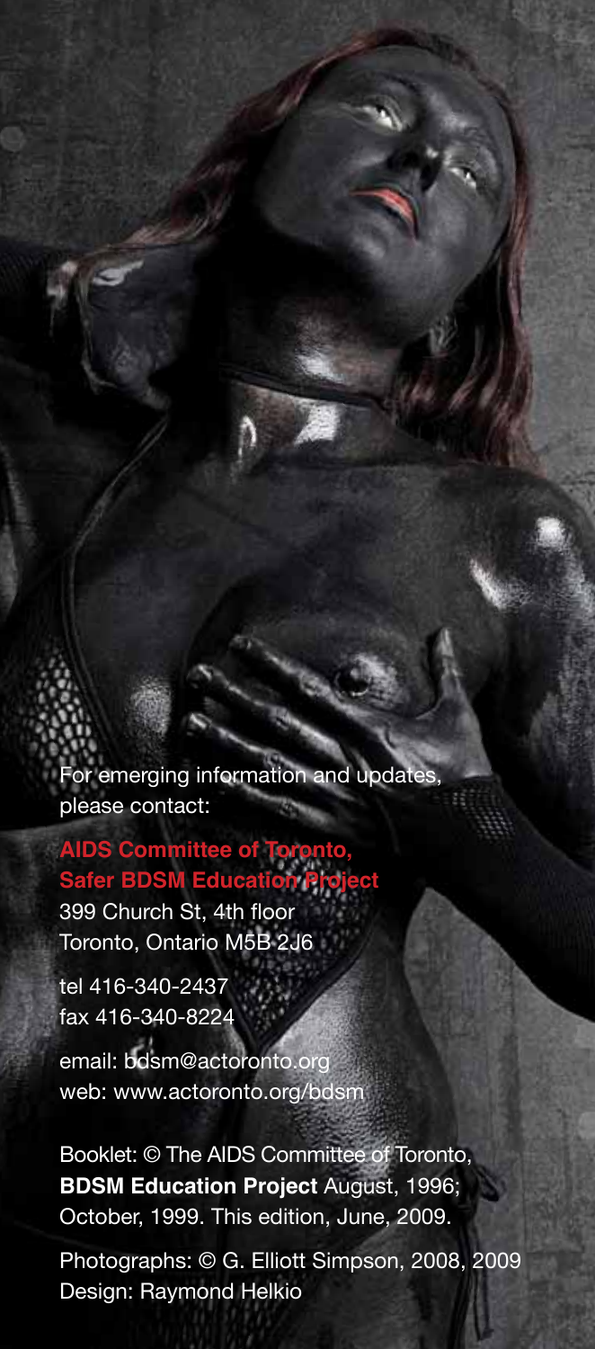For emerging information and updates, please contact:

**AIDS Committee of Toronto, Safer BDSM Education Project**
399 Church St, 4th floor
Toronto, Ontario M5B 2J6

tel 416-340-2437
fax 416-340-8224

email: bdsm@actoronto.org
web: www.actoronto.org/bdsm

Booklet: © The AIDS Committee of Toronto, **BDSM Education Project** August, 1996; October, 1999. This edition, June, 2009.

Photographs: © G. Elliott Simpson, 2008, 2009
Design: Raymond Helkio